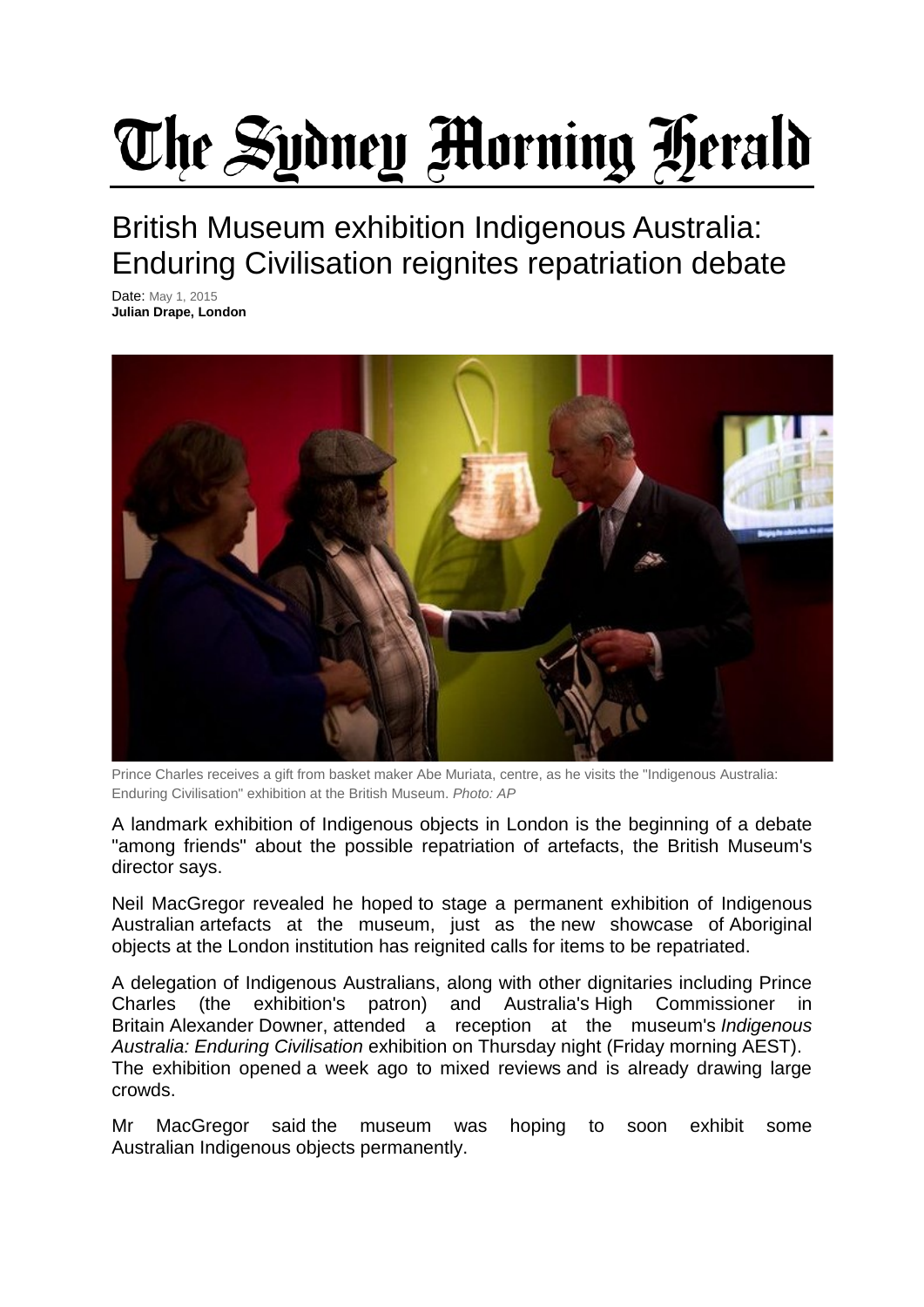# The Sydney Morning Herald

## British Museum exhibition Indigenous Australia: Enduring Civilisation reignites repatriation debate

Date: May 1, 2015
**Julian Drape, London**

Prince Charles receives a gift from basket maker Abe Muriata, centre, as he visits the "Indigenous Australia: Enduring Civilisation" exhibition at the British Museum. *Photo: AP*

A landmark exhibition of Indigenous objects in London is the beginning of a debate "among friends" about the possible repatriation of artefacts, the British Museum's director says.

Neil MacGregor revealed he hoped to stage a permanent exhibition of Indigenous Australian artefacts at the museum, just as the new showcase of Aboriginal objects at the London institution has reignited calls for items to be repatriated.

A delegation of Indigenous Australians, along with other dignitaries including Prince Charles (the exhibition's patron) and Australia's High Commissioner in Britain Alexander Downer, attended a reception at the museum's *Indigenous Australia: Enduring Civilisation* exhibition on Thursday night (Friday morning AEST). The exhibition opened a week ago to mixed reviews and is already drawing large crowds.

Mr MacGregor said the museum was hoping to soon exhibit some Australian Indigenous objects permanently.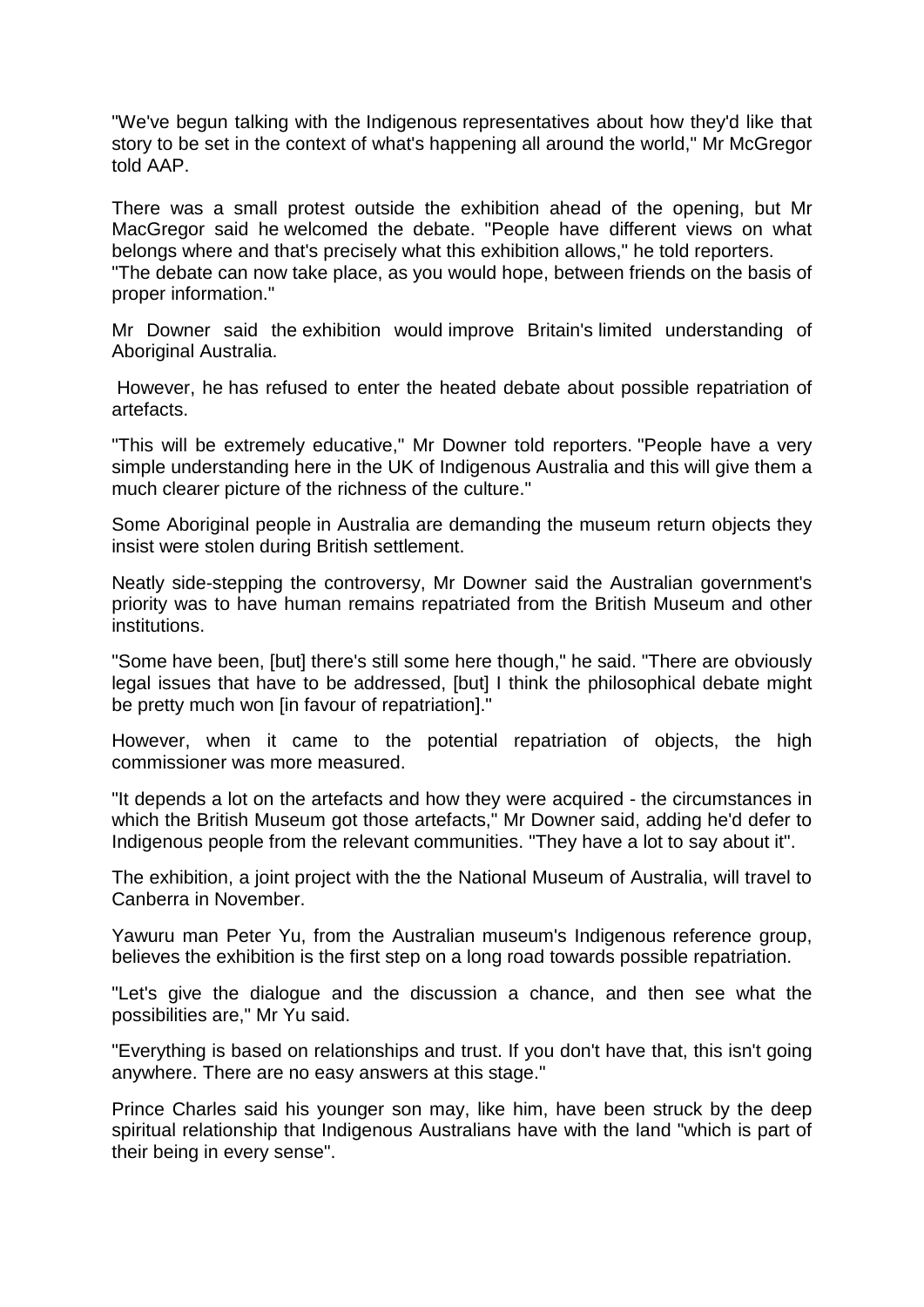"We've begun talking with the Indigenous representatives about how they'd like that story to be set in the context of what's happening all around the world," Mr McGregor told AAP.

There was a small protest outside the exhibition ahead of the opening, but Mr MacGregor said he welcomed the debate. "People have different views on what belongs where and that's precisely what this exhibition allows," he told reporters. "The debate can now take place, as you would hope, between friends on the basis of proper information."

Mr Downer said the exhibition would improve Britain's limited understanding of Aboriginal Australia.

However, he has refused to enter the heated debate about possible repatriation of artefacts.

"This will be extremely educative," Mr Downer told reporters. "People have a very simple understanding here in the UK of Indigenous Australia and this will give them a much clearer picture of the richness of the culture."

Some Aboriginal people in Australia are demanding the museum return objects they insist were stolen during British settlement.

Neatly side-stepping the controversy, Mr Downer said the Australian government's priority was to have human remains repatriated from the British Museum and other institutions.

"Some have been, [but] there's still some here though," he said. "There are obviously legal issues that have to be addressed, [but] I think the philosophical debate might be pretty much won [in favour of repatriation]."

However, when it came to the potential repatriation of objects, the high commissioner was more measured.

"It depends a lot on the artefacts and how they were acquired - the circumstances in which the British Museum got those artefacts," Mr Downer said, adding he'd defer to Indigenous people from the relevant communities. "They have a lot to say about it".

The exhibition, a joint project with the the National Museum of Australia, will travel to Canberra in November.

Yawuru man Peter Yu, from the Australian museum's Indigenous reference group, believes the exhibition is the first step on a long road towards possible repatriation.

"Let's give the dialogue and the discussion a chance, and then see what the possibilities are," Mr Yu said.

"Everything is based on relationships and trust. If you don't have that, this isn't going anywhere. There are no easy answers at this stage."

Prince Charles said his younger son may, like him, have been struck by the deep spiritual relationship that Indigenous Australians have with the land "which is part of their being in every sense".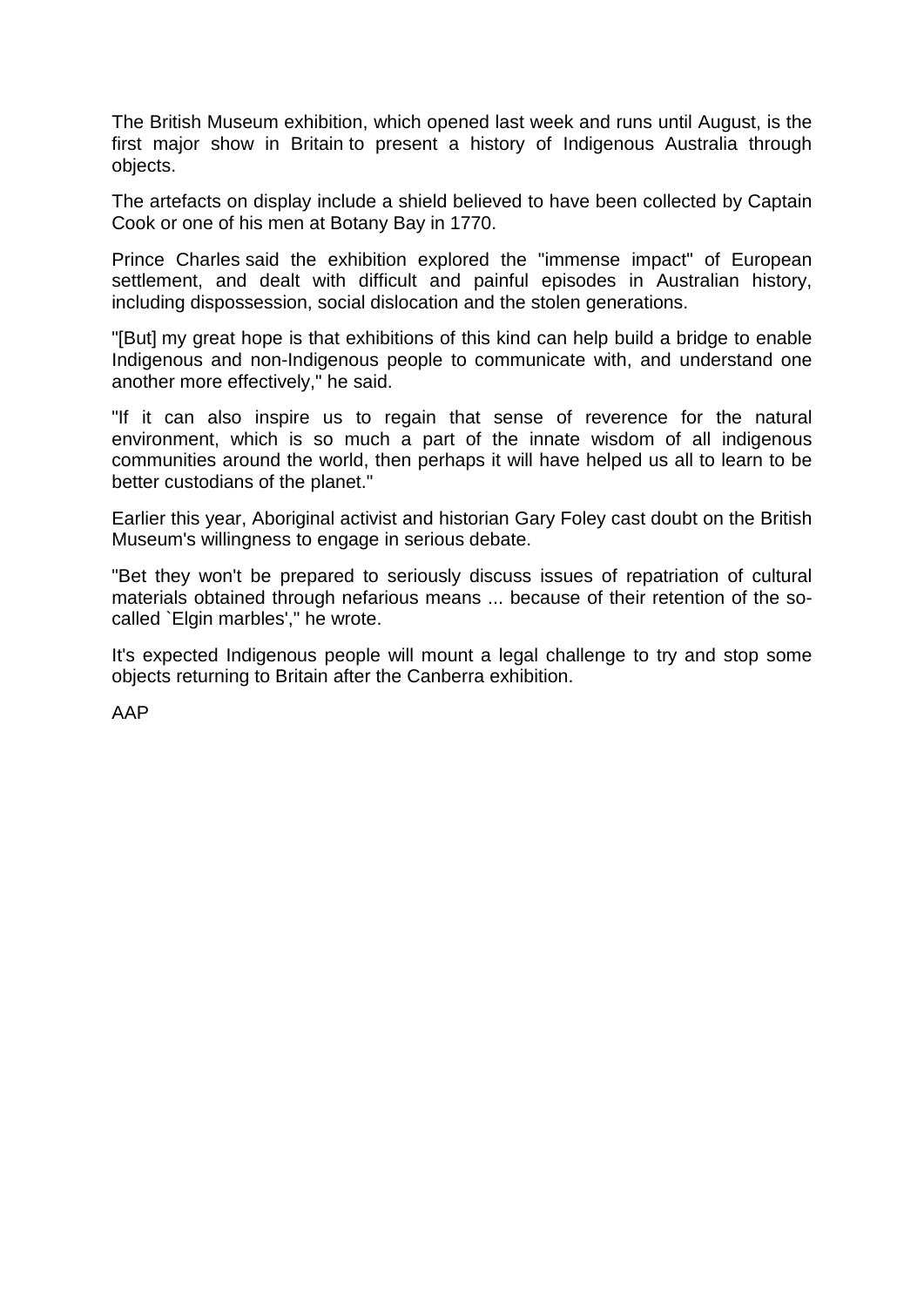The British Museum exhibition, which opened last week and runs until August, is the first major show in Britain to present a history of Indigenous Australia through objects.

The artefacts on display include a shield believed to have been collected by Captain Cook or one of his men at Botany Bay in 1770.

Prince Charles said the exhibition explored the "immense impact" of European settlement, and dealt with difficult and painful episodes in Australian history, including dispossession, social dislocation and the stolen generations.

"[But] my great hope is that exhibitions of this kind can help build a bridge to enable Indigenous and non-Indigenous people to communicate with, and understand one another more effectively," he said.

"If it can also inspire us to regain that sense of reverence for the natural environment, which is so much a part of the innate wisdom of all indigenous communities around the world, then perhaps it will have helped us all to learn to be better custodians of the planet."

Earlier this year, Aboriginal activist and historian Gary Foley cast doubt on the British Museum's willingness to engage in serious debate.

"Bet they won't be prepared to seriously discuss issues of repatriation of cultural materials obtained through nefarious means ... because of their retention of the so-called `Elgin marbles'," he wrote.

It's expected Indigenous people will mount a legal challenge to try and stop some objects returning to Britain after the Canberra exhibition.

AAP